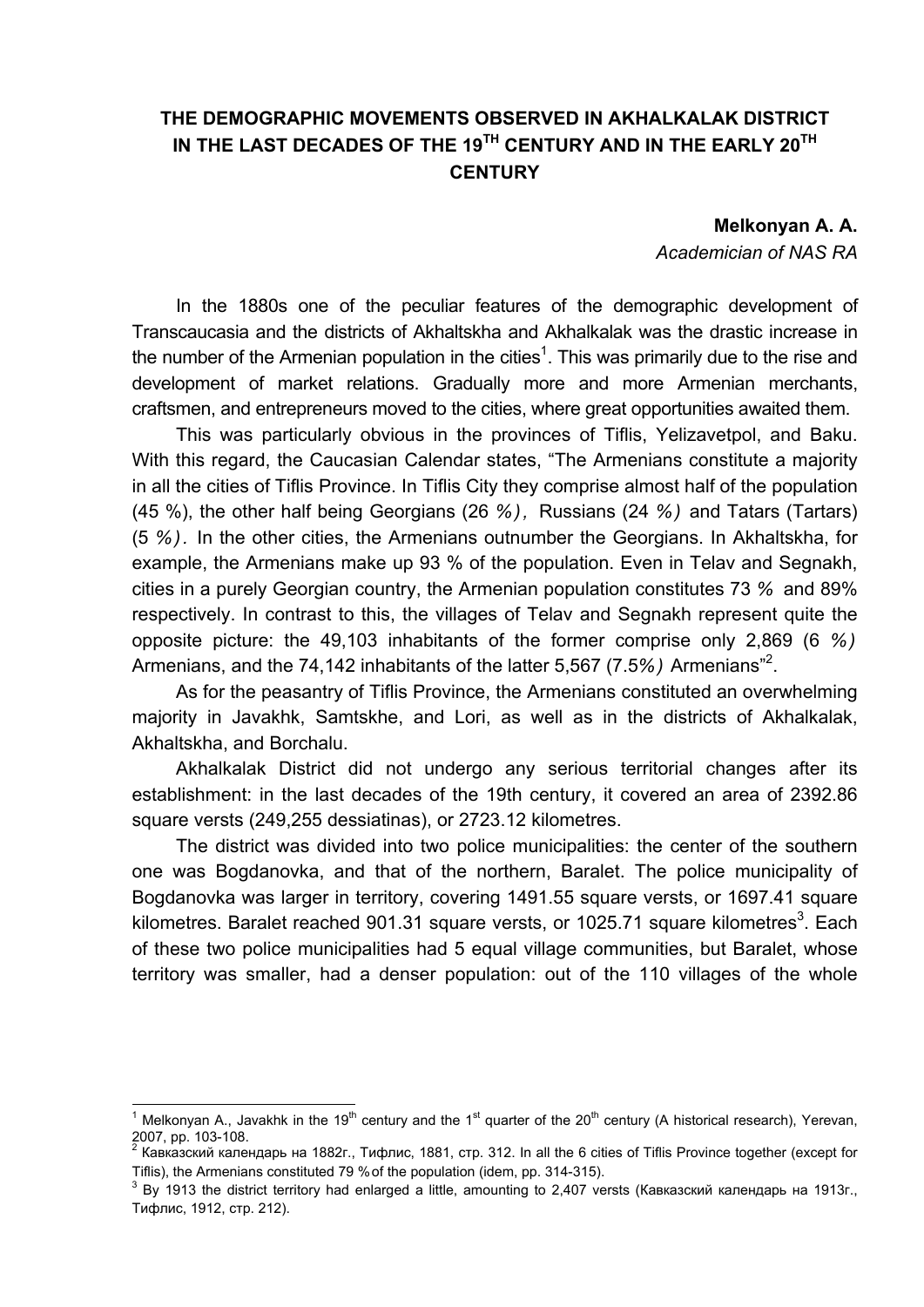# THE DEMOGRAPHIC MOVEMENTS OBSERVED IN AKHALKALAK DISTRICT IN THE LAST DECADES OF THE 19TH CENTURY AND IN THE EARLY 20TH CENTURY

**Melkonyan A. A.**

*Academician of NAS RA*

In the 1880s one of the peculiar features of the demographic development of Transcaucasia and the districts of Akhaltskha and Akhalkalak was the drastic increase in the number of the Armenian population in the cities[1]. This was primarily due to the rise and development of market relations. Gradually more and more Armenian merchants, craftsmen, and entrepreneurs moved to the cities, where great opportunities awaited them.

This was particularly obvious in the provinces of Tiflis, Yelizavetpol, and Baku. With this regard, the Caucasian Calendar states, "The Armenians constitute a majority in all the cities of Tiflis Province. In Tiflis City they comprise almost half of the population (45 %), the other half being Georgians (26 %), Russians (24 %) and Tatars (Tartars) (5 %). In the other cities, the Armenians outnumber the Georgians. In Akhaltskha, for example, the Armenians make up 93 % of the population. Even in Telav and Segnakh, cities in a purely Georgian country, the Armenian population constitutes 73 % and 89% respectively. In contrast to this, the villages of Telav and Segnakh represent quite the opposite picture: the 49,103 inhabitants of the former comprise only 2,869 (6 %) Armenians, and the 74,142 inhabitants of the latter 5,567 (7.5%) Armenians"[2].

As for the peasantry of Tiflis Province, the Armenians constituted an overwhelming majority in Javakhk, Samtskhe, and Lori, as well as in the districts of Akhalkalak, Akhaltskha, and Borchalu.

Akhalkalak District did not undergo any serious territorial changes after its establishment: in the last decades of the 19th century, it covered an area of 2392.86 square versts (249,255 dessiatinas), or 2723.12 kilometres.

The district was divided into two police municipalities: the center of the southern one was Bogdanovka, and that of the northern, Baralet. The police municipality of Bogdanovka was larger in territory, covering 1491.55 square versts, or 1697.41 square kilometres. Baralet reached 901.31 square versts, or 1025.71 square kilometres[3]. Each of these two police municipalities had 5 equal village communities, but Baralet, whose territory was smaller, had a denser population: out of the 110 villages of the whole

---

[1] Melkonyan A., Javakhk in the 19th century and the 1st quarter of the 20th century (A historical research), Yerevan, 2007, pp. 103-108.

[2] Кавказский календарь на 1882г., Тифлис, 1881, стр. 312. In all the 6 cities of Tiflis Province together (except for Tiflis), the Armenians constituted 79 % of the population (idem, pp. 314-315).

[3] By 1913 the district territory had enlarged a little, amounting to 2,407 versts (Кавказский календарь на 1913г., Тифлис, 1912, стр. 212).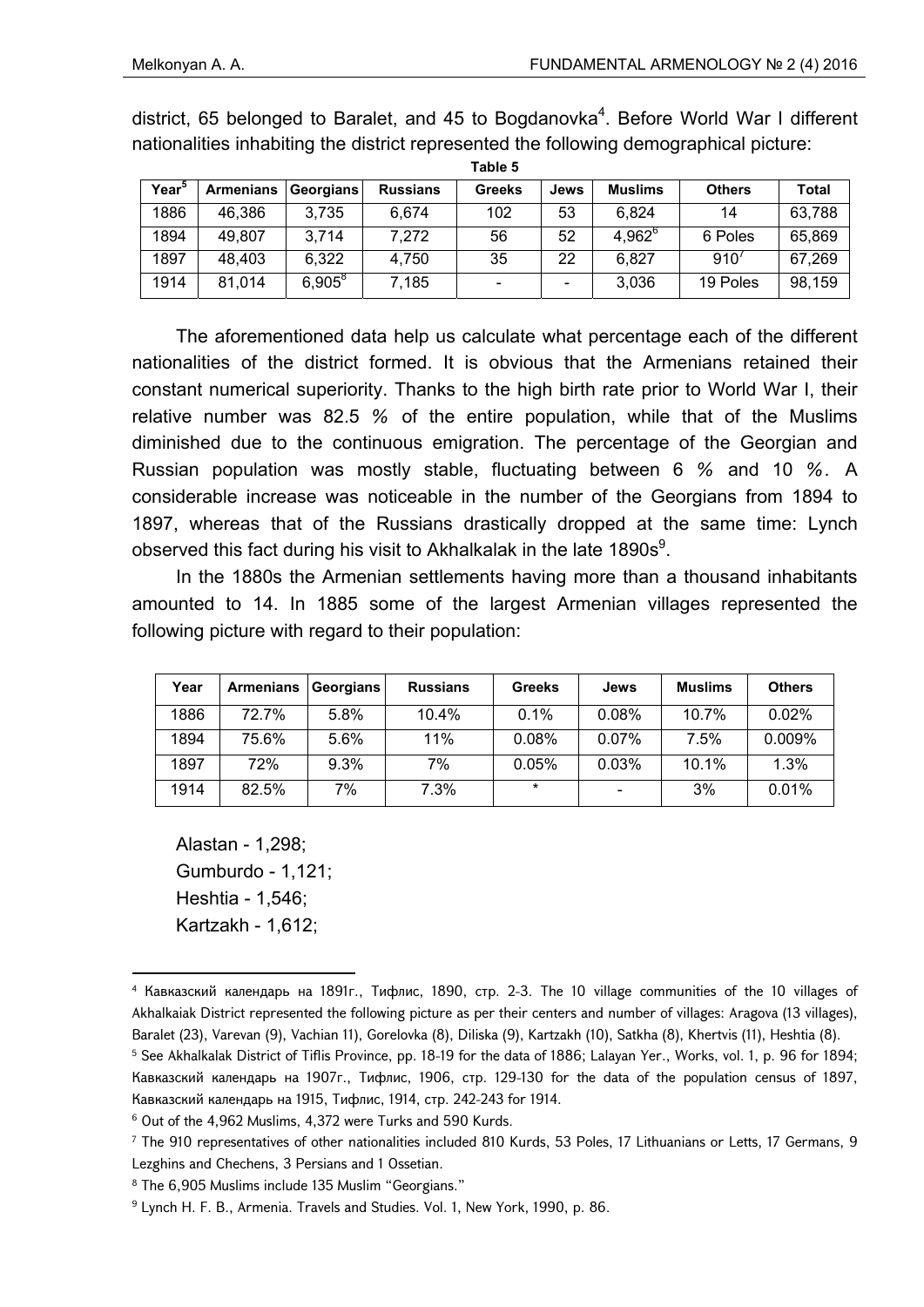district, 65 belonged to Baralet, and 45 to Bogdanovka[4]. Before World War I different nationalities inhabiting the district represented the following demographical picture:

**Table 5**

| Year[5] | Armenians | Georgians | Russians | Greeks | Jews | Muslims | Others | Total |
|---|---|---|---|---|---|---|---|---|
| 1886 | 46,386 | 3,735 | 6,674 | 102 | 53 | 6,824 | 14 | 63,788 |
| 1894 | 49,807 | 3,714 | 7,272 | 56 | 52 | 4,962[6] | 6 Poles | 65,869 |
| 1897 | 48,403 | 6,322 | 4,750 | 35 | 22 | 6,827 | 910[7] | 67,269 |
| 1914 | 81,014 | 6,905[8] | 7,185 | - | - | 3,036 | 19 Poles | 98,159 |

The aforementioned data help us calculate what percentage each of the different nationalities of the district formed. It is obvious that the Armenians retained their constant numerical superiority. Thanks to the high birth rate prior to World War I, their relative number was 82.5 % of the entire population, while that of the Muslims diminished due to the continuous emigration. The percentage of the Georgian and Russian population was mostly stable, fluctuating between 6 % and 10 %. A considerable increase was noticeable in the number of the Georgians from 1894 to 1897, whereas that of the Russians drastically dropped at the same time: Lynch observed this fact during his visit to Akhalkalak in the late 1890s[9].

In the 1880s the Armenian settlements having more than a thousand inhabitants amounted to 14. In 1885 some of the largest Armenian villages represented the following picture with regard to their population:

| Year | Armenians | Georgians | Russians | Greeks | Jews | Muslims | Others |
|---|---|---|---|---|---|---|---|
| 1886 | 72.7% | 5.8% | 10.4% | 0.1% | 0.08% | 10.7% | 0.02% |
| 1894 | 75.6% | 5.6% | 11% | 0.08% | 0.07% | 7.5% | 0.009% |
| 1897 | 72% | 9.3% | 7% | 0.05% | 0.03% | 10.1% | 1.3% |
| 1914 | 82.5% | 7% | 7.3% | * | - | 3% | 0.01% |

Alastan - 1,298;
Gumburdo - 1,121;
Heshtia - 1,546;
Kartzakh - 1,612;

---

[4] Кавказский календарь на 1891г., Тифлис, 1890, стр. 2-3. The 10 village communities of the 10 villages of Akhalkaiak District represented the following picture as per their centers and number of villages: Aragova (13 villages), Baralet (23), Varevan (9), Vachian 11), Gorelovka (8), Diliska (9), Kartzakh (10), Satkha (8), Khertvis (11), Heshtia (8).

[5] See Akhalkalak District of Tiflis Province, pp. 18-19 for the data of 1886; Lalayan Yer., Works, vol. 1, p. 96 for 1894; Кавказский календарь на 1907г., Тифлис, 1906, стр. 129-130 for the data of the population census of 1897, Кавказский календарь на 1915, Тифлис, 1914, стр. 242-243 for 1914.

[6] Out of the 4,962 Muslims, 4,372 were Turks and 590 Kurds.

[7] The 910 representatives of other nationalities included 810 Kurds, 53 Poles, 17 Lithuanians or Letts, 17 Germans, 9 Lezghins and Chechens, 3 Persians and 1 Ossetian.

[8] The 6,905 Muslims include 135 Muslim "Georgians."

[9] Lynch H. F. B., Armenia. Travels and Studies. Vol. 1, New York, 1990, p. 86.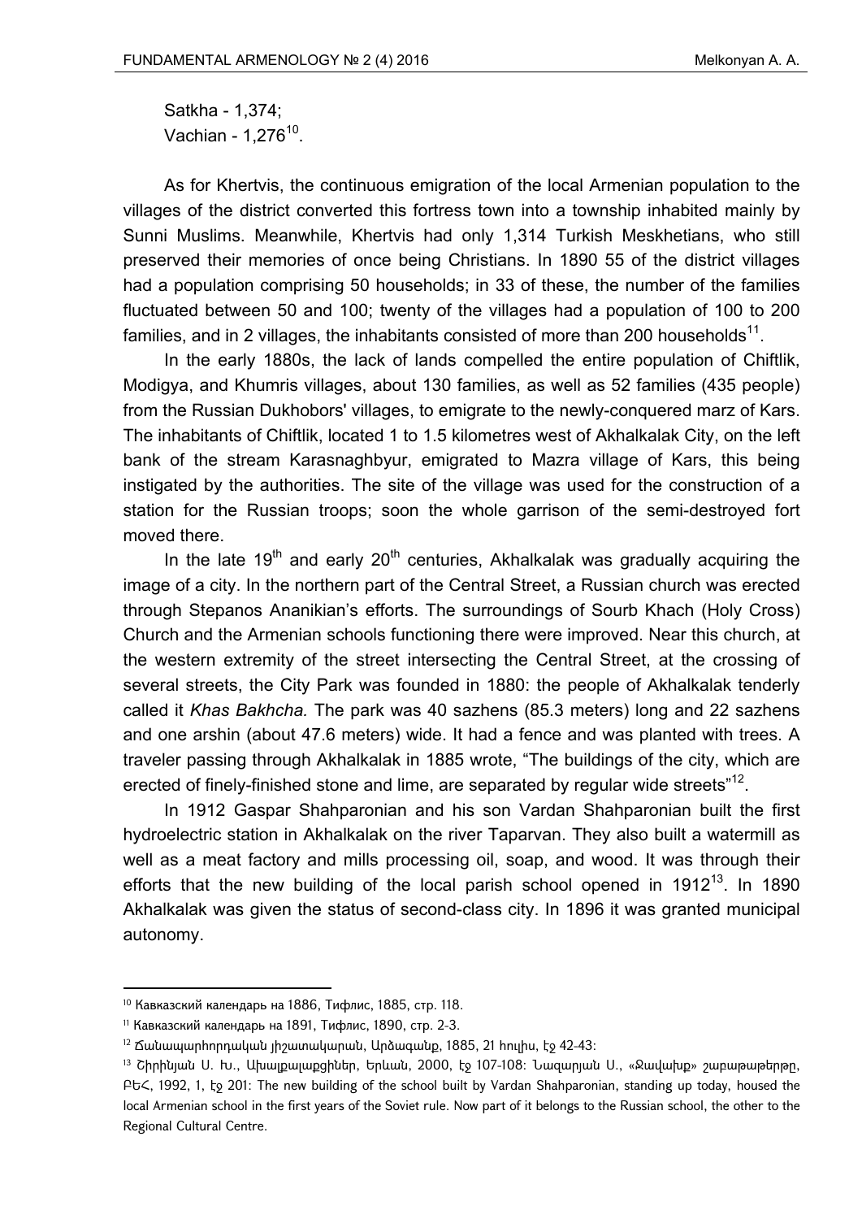Satkha - 1,374;
Vachian - 1,276[10].

As for Khertvis, the continuous emigration of the local Armenian population to the villages of the district converted this fortress town into a township inhabited mainly by Sunni Muslims. Meanwhile, Khertvis had only 1,314 Turkish Meskhetians, who still preserved their memories of once being Christians. In 1890 55 of the district villages had a population comprising 50 households; in 33 of these, the number of the families fluctuated between 50 and 100; twenty of the villages had a population of 100 to 200 families, and in 2 villages, the inhabitants consisted of more than 200 households[11].

In the early 1880s, the lack of lands compelled the entire population of Chiftlik, Modigya, and Khumris villages, about 130 families, as well as 52 families (435 people) from the Russian Dukhobors' villages, to emigrate to the newly-conquered marz of Kars. The inhabitants of Chiftlik, located 1 to 1.5 kilometres west of Akhalkalak City, on the left bank of the stream Karasnaghbyur, emigrated to Mazra village of Kars, this being instigated by the authorities. The site of the village was used for the construction of a station for the Russian troops; soon the whole garrison of the semi-destroyed fort moved there.

In the late 19th and early 20th centuries, Akhalkalak was gradually acquiring the image of a city. In the northern part of the Central Street, a Russian church was erected through Stepanos Ananikian's efforts. The surroundings of Sourb Khach (Holy Cross) Church and the Armenian schools functioning there were improved. Near this church, at the western extremity of the street intersecting the Central Street, at the crossing of several streets, the City Park was founded in 1880: the people of Akhalkalak tenderly called it *Khas Bakhcha.* The park was 40 sazhens (85.3 meters) long and 22 sazhens and one arshin (about 47.6 meters) wide. It had a fence and was planted with trees. A traveler passing through Akhalkalak in 1885 wrote, "The buildings of the city, which are erected of finely-finished stone and lime, are separated by regular wide streets"[12].

In 1912 Gaspar Shahparonian and his son Vardan Shahparonian built the first hydroelectric station in Akhalkalak on the river Taparvan. They also built a watermill as well as a meat factory and mills processing oil, soap, and wood. It was through their efforts that the new building of the local parish school opened in 1912[13]. In 1890 Akhalkalak was given the status of second-class city. In 1896 it was granted municipal autonomy.

---

[10] Кавказский календарь на 1886, Тифлис, 1885, стр. 118.

[11] Кавказский календарь на 1891, Тифлис, 1890, стр. 2-3.

[12] Ճանապարհորդական յիշատակարան, Արձագանք, 1885, 21 հուլիս, էջ 42-43:

[13] Շիրինյան Ս. Խ., Ախալքալաքցիներ, Երևան, 2000, էջ 107-108: Նազարյան Ս., «Ջավախք» շաբաթաթերթը, ԲԵՀ, 1992, 1, էջ 201: The new building of the school built by Vardan Shahparonian, standing up today, housed the local Armenian school in the first years of the Soviet rule. Now part of it belongs to the Russian school, the other to the Regional Cultural Centre.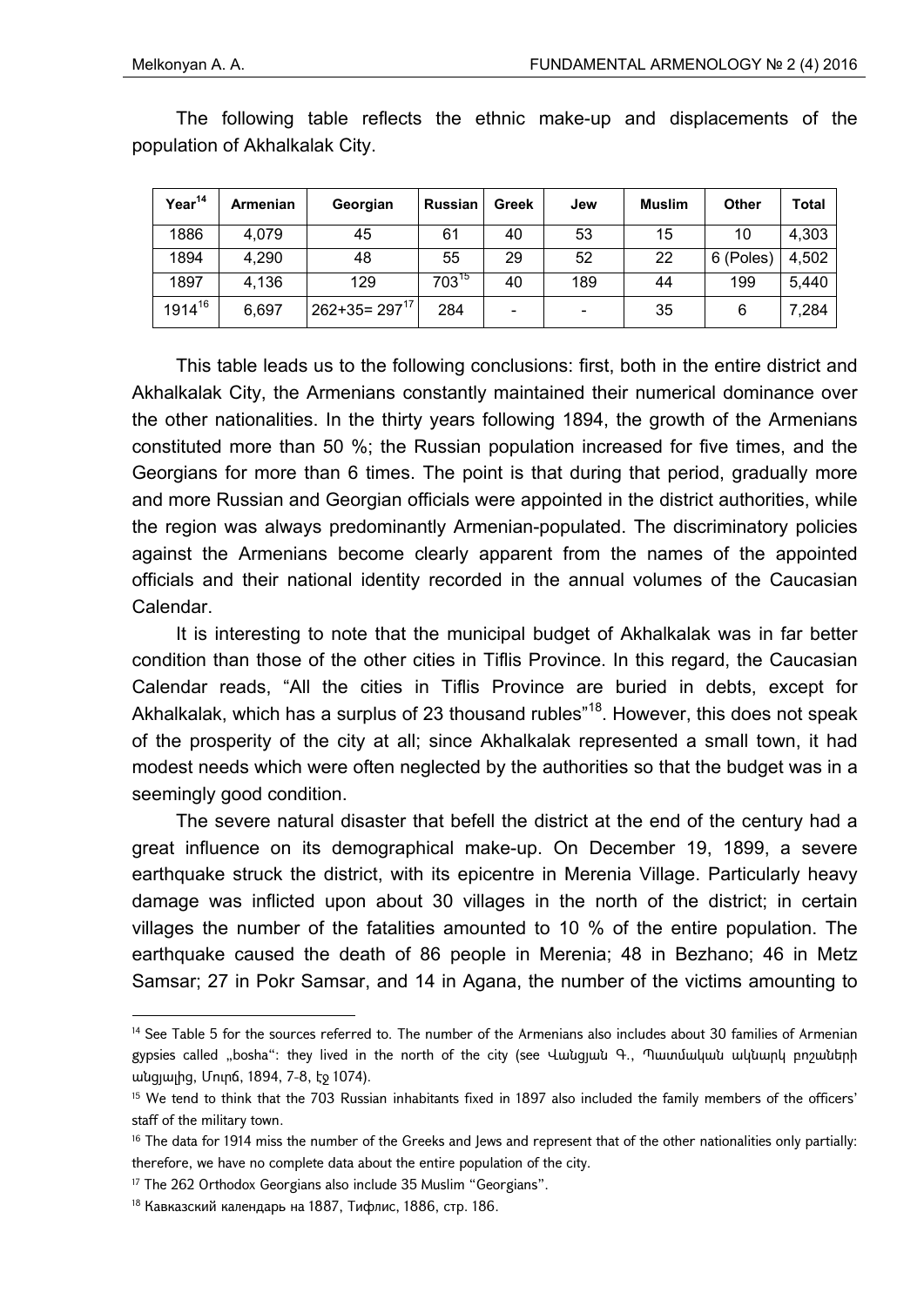The following table reflects the ethnic make-up and displacements of the population of Akhalkalak City.

| Year[14] | Armenian | Georgian | Russian | Greek | Jew | Muslim | Other | Total |
|---|---|---|---|---|---|---|---|---|
| 1886 | 4,079 | 45 | 61 | 40 | 53 | 15 | 10 | 4,303 |
| 1894 | 4,290 | 48 | 55 | 29 | 52 | 22 | 6 (Poles) | 4,502 |
| 1897 | 4,136 | 129 | 703[15] | 40 | 189 | 44 | 199 | 5,440 |
| 1914[16] | 6,697 | 262+35= 297[17] | 284 | - | - | 35 | 6 | 7,284 |

This table leads us to the following conclusions: first, both in the entire district and Akhalkalak City, the Armenians constantly maintained their numerical dominance over the other nationalities. In the thirty years following 1894, the growth of the Armenians constituted more than 50 %; the Russian population increased for five times, and the Georgians for more than 6 times. The point is that during that period, gradually more and more Russian and Georgian officials were appointed in the district authorities, while the region was always predominantly Armenian-populated. The discriminatory policies against the Armenians become clearly apparent from the names of the appointed officials and their national identity recorded in the annual volumes of the Caucasian Calendar.

It is interesting to note that the municipal budget of Akhalkalak was in far better condition than those of the other cities in Tiflis Province. In this regard, the Caucasian Calendar reads, "All the cities in Tiflis Province are buried in debts, except for Akhalkalak, which has a surplus of 23 thousand rubles"[18]. However, this does not speak of the prosperity of the city at all; since Akhalkalak represented a small town, it had modest needs which were often neglected by the authorities so that the budget was in a seemingly good condition.

The severe natural disaster that befell the district at the end of the century had a great influence on its demographical make-up. On December 19, 1899, a severe earthquake struck the district, with its epicentre in Merenia Village. Particularly heavy damage was inflicted upon about 30 villages in the north of the district; in certain villages the number of the fatalities amounted to 10 % of the entire population. The earthquake caused the death of 86 people in Merenia; 48 in Bezhano; 46 in Metz Samsar; 27 in Pokr Samsar, and 14 in Agana, the number of the victims amounting to

---

[14] See Table 5 for the sources referred to. The number of the Armenians also includes about 30 families of Armenian gypsies called „bosha": they lived in the north of the city (see Վանցյան Գ., Պատմական ակնարկ բոշաների անցյալից, Մուրճ, 1894, 7-8, էջ 1074).

[15] We tend to think that the 703 Russian inhabitants fixed in 1897 also included the family members of the officers' staff of the military town.

[16] The data for 1914 miss the number of the Greeks and Jews and represent that of the other nationalities only partially: therefore, we have no complete data about the entire population of the city.

[17] The 262 Orthodox Georgians also include 35 Muslim "Georgians".

[18] Кавказский календарь на 1887, Тифлис, 1886, стр. 186.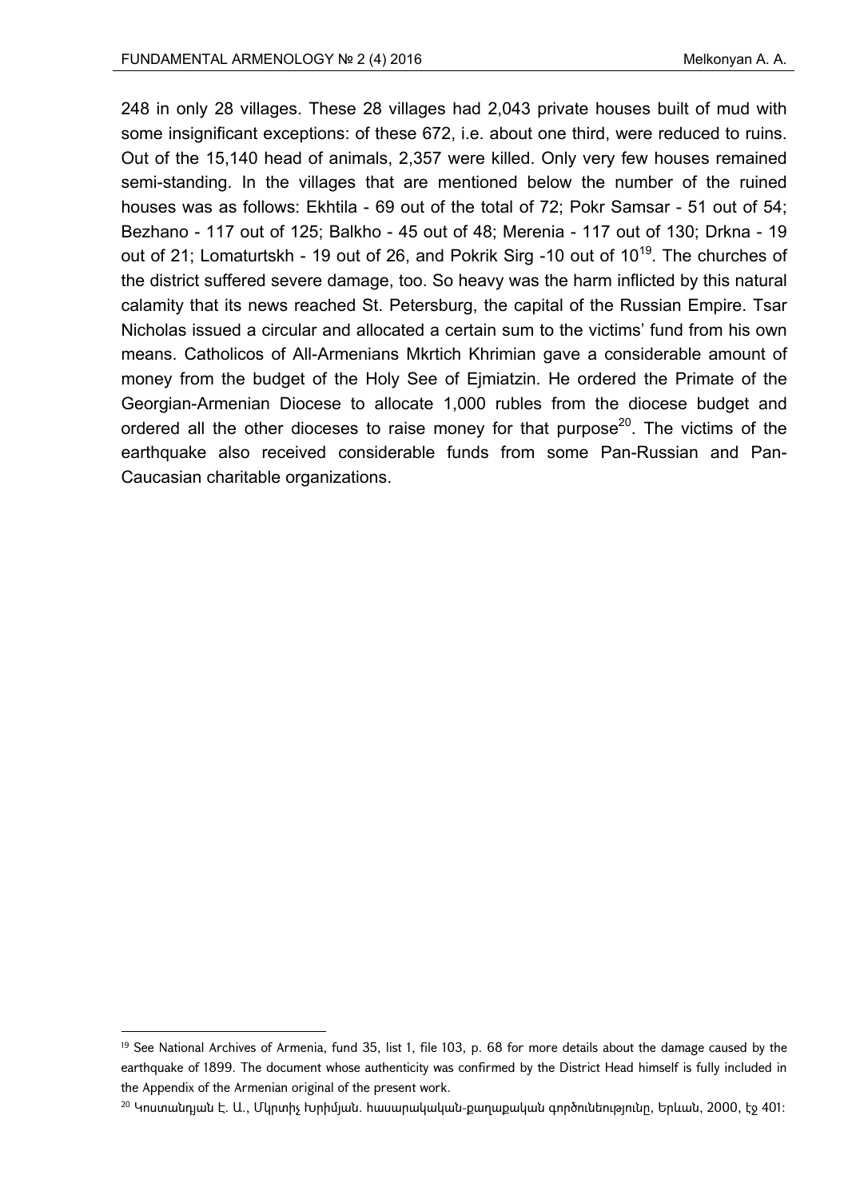248 in only 28 villages. These 28 villages had 2,043 private houses built of mud with some insignificant exceptions: of these 672, i.e. about one third, were reduced to ruins. Out of the 15,140 head of animals, 2,357 were killed. Only very few houses remained semi-standing. In the villages that are mentioned below the number of the ruined houses was as follows: Ekhtila - 69 out of the total of 72; Pokr Samsar - 51 out of 54; Bezhano - 117 out of 125; Balkho - 45 out of 48; Merenia - 117 out of 130; Drkna - 19 out of 21; Lomaturtskh - 19 out of 26, and Pokrik Sirg -10 out of 10[19]. The churches of the district suffered severe damage, too. So heavy was the harm inflicted by this natural calamity that its news reached St. Petersburg, the capital of the Russian Empire. Tsar Nicholas issued a circular and allocated a certain sum to the victims' fund from his own means. Catholicos of All-Armenians Mkrtich Khrimian gave a considerable amount of money from the budget of the Holy See of Ejmiatzin. He ordered the Primate of the Georgian-Armenian Diocese to allocate 1,000 rubles from the diocese budget and ordered all the other dioceses to raise money for that purpose[20]. The victims of the earthquake also received considerable funds from some Pan-Russian and Pan-Caucasian charitable organizations.

---

[19] See National Archives of Armenia, fund 35, list 1, file 103, p. 68 for more details about the damage caused by the earthquake of 1899. The document whose authenticity was confirmed by the District Head himself is fully included in the Appendix of the Armenian original of the present work.

[20] Կոստանդյան Է. Ա., Մկրտիչ Խրիմյան. հասարակական-քաղաքական գործունեությունը, Երևան, 2000, էջ 401: